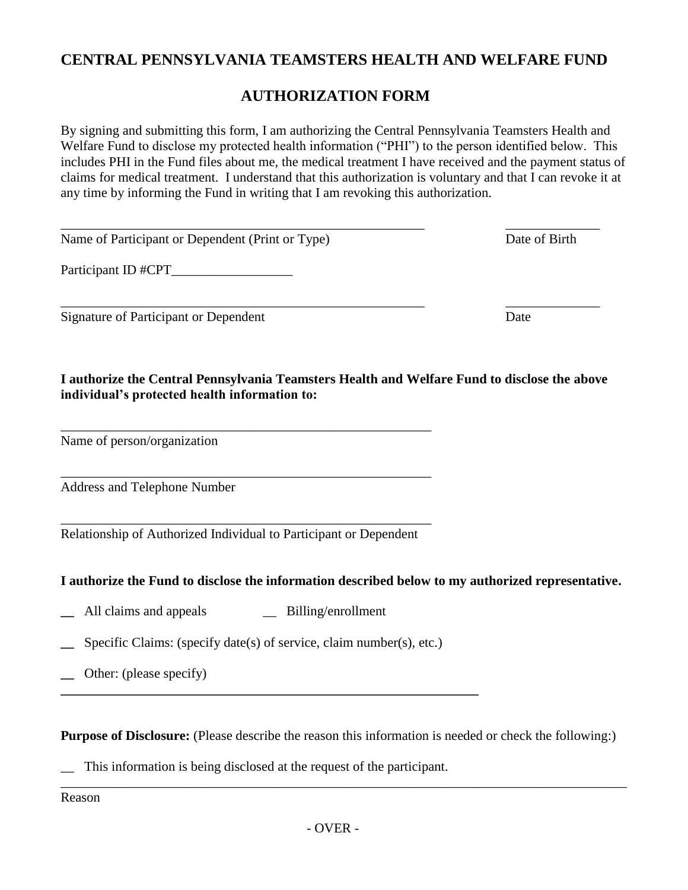# CENTRAL PENNSYLVANIA TEAMSTERS HEALTH AND WELFARE FUND

## AUTHORIZATION FORM

By signing and submitting this form, I am authorizing the Central Pennsylvania Teamsters Health and Welfare Fund to disclose my protected health information ("PHI") to the person identified below. This includes PHI in the Fund files about me, the medical treatment I have received and the payment status of claims for medical treatment. I understand that this authorization is voluntary and that I can revoke it at any time by informing the Fund in writing that I am revoking this authorization.

\_\_\_\_\_\_\_\_\_\_\_\_\_\_\_\_\_\_\_\_\_\_\_\_\_\_\_\_\_\_\_\_\_\_\_\_\_\_\_\_\_\_\_\_\_\_\_\_\_\_\_\_\_\_ \_\_\_\_\_\_\_\_\_\_\_\_\_\_
Name of Participant or Dependent (Print or Type) Date of Birth

Participant ID #CPT\_\_\_\_\_\_\_\_\_\_\_\_\_\_\_\_\_\_

\_\_\_\_\_\_\_\_\_\_\_\_\_\_\_\_\_\_\_\_\_\_\_\_\_\_\_\_\_\_\_\_\_\_\_\_\_\_\_\_\_\_\_\_\_\_\_\_\_\_\_\_\_\_ \_\_\_\_\_\_\_\_\_\_\_\_\_\_
Signature of Participant or Dependent Date

**I authorize the Central Pennsylvania Teamsters Health and Welfare Fund to disclose the above individual's protected health information to:**

\_\_\_\_\_\_\_\_\_\_\_\_\_\_\_\_\_\_\_\_\_\_\_\_\_\_\_\_\_\_\_\_\_\_\_\_\_\_\_\_\_\_\_\_\_\_\_\_\_\_\_\_\_\_
Name of person/organization

\_\_\_\_\_\_\_\_\_\_\_\_\_\_\_\_\_\_\_\_\_\_\_\_\_\_\_\_\_\_\_\_\_\_\_\_\_\_\_\_\_\_\_\_\_\_\_\_\_\_\_\_\_\_
Address and Telephone Number

\_\_\_\_\_\_\_\_\_\_\_\_\_\_\_\_\_\_\_\_\_\_\_\_\_\_\_\_\_\_\_\_\_\_\_\_\_\_\_\_\_\_\_\_\_\_\_\_\_\_\_\_\_\_
Relationship of Authorized Individual to Participant or Dependent

**I authorize the Fund to disclose the information described below to my authorized representative.**

\_\_ All claims and appeals \_\_ Billing/enrollment

\_\_ Specific Claims: (specify date(s) of service, claim number(s), etc.)

\_\_ Other: (please specify)

\_\_\_\_\_\_\_\_\_\_\_\_\_\_\_\_\_\_\_\_\_\_\_\_\_\_\_\_\_\_\_\_\_\_\_\_\_\_\_\_\_\_\_\_\_\_\_\_\_\_\_\_\_\_\_\_\_\_\_\_\_\_

**Purpose of Disclosure:** (Please describe the reason this information is needed or check the following:)

\_\_ This information is being disclosed at the request of the participant.

\_\_\_\_\_\_\_\_\_\_\_\_\_\_\_\_\_\_\_\_\_\_\_\_\_\_\_\_\_\_\_\_\_\_\_\_\_\_\_\_\_\_\_\_\_\_\_\_\_\_\_\_\_\_\_\_\_\_\_\_\_\_\_\_\_\_\_\_\_\_\_\_\_\_\_\_\_\_
Reason

\- OVER -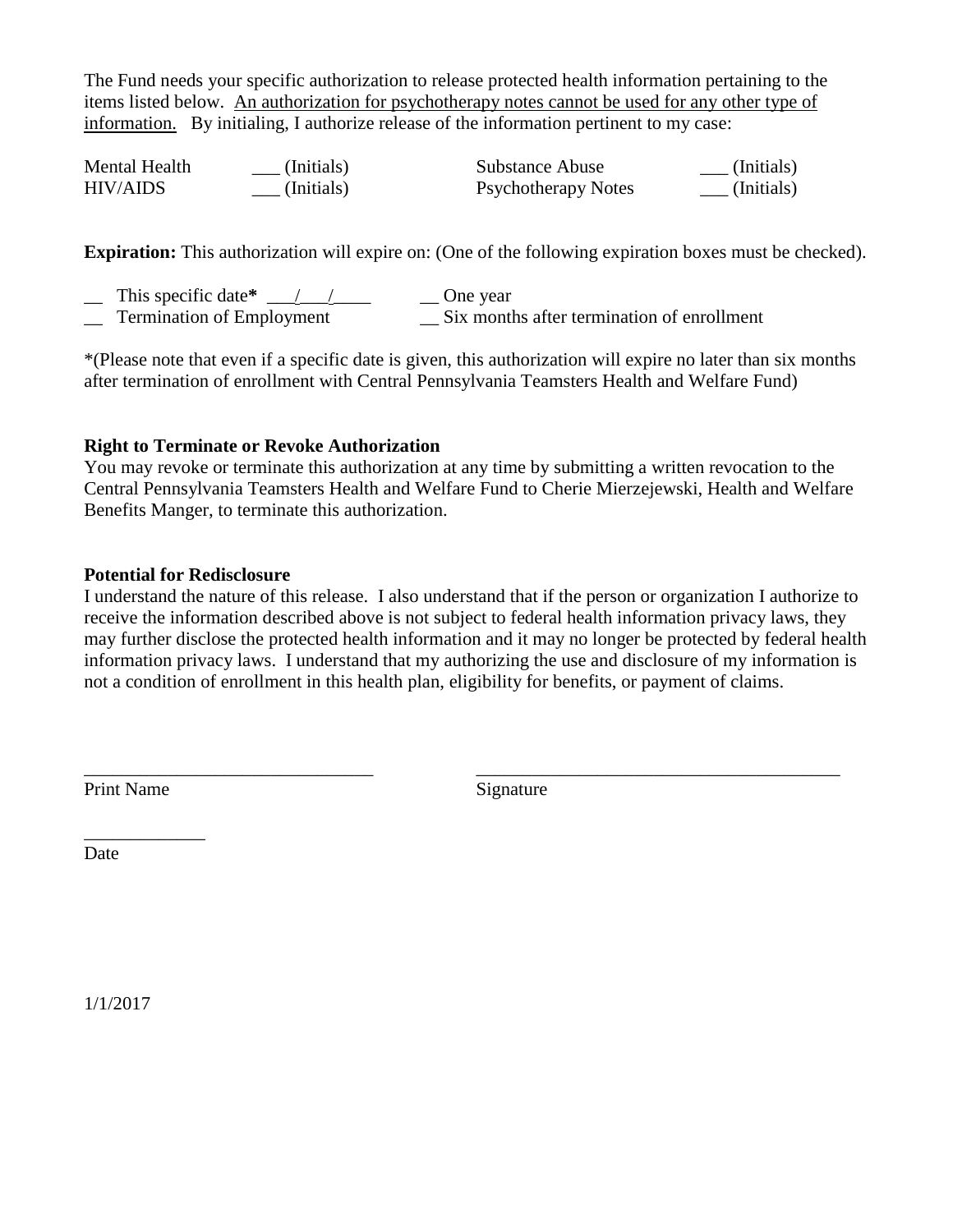The Fund needs your specific authorization to release protected health information pertaining to the items listed below. <u>An authorization for psychotherapy notes cannot be used for any other type of information.</u> By initialing, I authorize release of the information pertinent to my case:

| | | | |
|---|---|---|---|
| Mental Health | ___ (Initials) | Substance Abuse | ___ (Initials) |
| HIV/AIDS | ___ (Initials) | Psychotherapy Notes | ___ (Initials) |

**Expiration:** This authorization will expire on: (One of the following expiration boxes must be checked).

__ This specific date**\*** ___/___/____ __ One year

__ Termination of Employment __ Six months after termination of enrollment

*(Please note that even if a specific date is given, this authorization will expire no later than six months after termination of enrollment with Central Pennsylvania Teamsters Health and Welfare Fund)

**Right to Terminate or Revoke Authorization**

You may revoke or terminate this authorization at any time by submitting a written revocation to the Central Pennsylvania Teamsters Health and Welfare Fund to Cherie Mierzejewski, Health and Welfare Benefits Manger, to terminate this authorization.

**Potential for Redisclosure**

I understand the nature of this release. I also understand that if the person or organization I authorize to receive the information described above is not subject to federal health information privacy laws, they may further disclose the protected health information and it may no longer be protected by federal health information privacy laws. I understand that my authorizing the use and disclosure of my information is not a condition of enrollment in this health plan, eligibility for benefits, or payment of claims.

_______________________________ _______________________________________

Print Name Signature

_____________

Date

1/1/2017